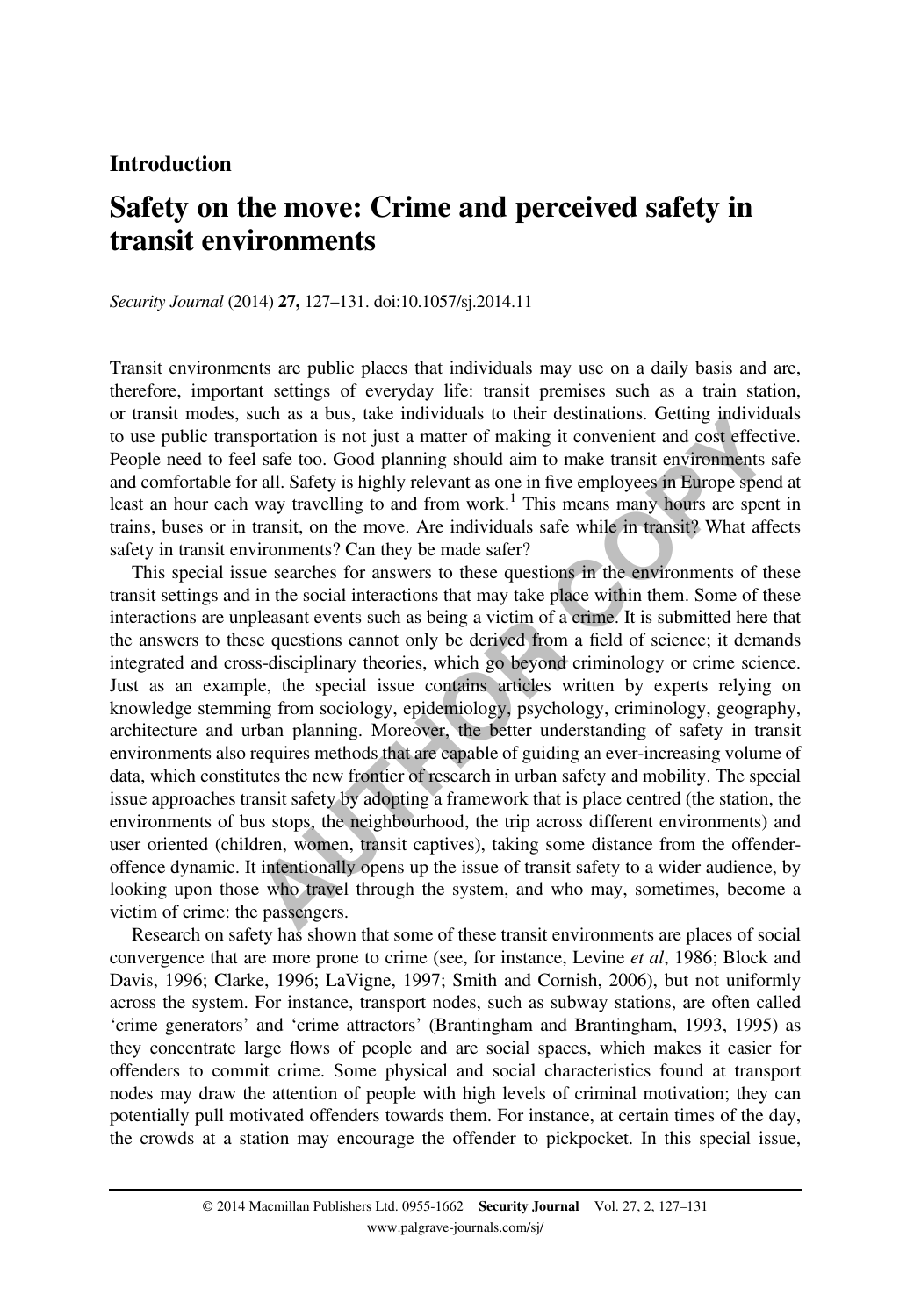## Introduction

# Safety on the move: Crime and perceived safety in transit environments

*Security Journal* (2014) **27,** 127–131. doi:10.1057/sj.2014.11

Transit environments are public places that individuals may use on a daily basis and are, therefore, important settings of everyday life: transit premises such as a train station, or transit modes, such as a bus, take individuals to their destinations. Getting individuals to use public transportation is not just a matter of making it convenient and cost effective. People need to feel safe too. Good planning should aim to make transit environments safe and comfortable for all. Safety is highly relevant as one in five employees in Europe spend at least an hour each way travelling to and from work.[1] This means many hours are spent in trains, buses or in transit, on the move. Are individuals safe while in transit? What affects safety in transit environments? Can they be made safer?

This special issue searches for answers to these questions in the environments of these transit settings and in the social interactions that may take place within them. Some of these interactions are unpleasant events such as being a victim of a crime. It is submitted here that the answers to these questions cannot only be derived from a field of science; it demands integrated and cross-disciplinary theories, which go beyond criminology or crime science. Just as an example, the special issue contains articles written by experts relying on knowledge stemming from sociology, epidemiology, psychology, criminology, geography, architecture and urban planning. Moreover, the better understanding of safety in transit environments also requires methods that are capable of guiding an ever-increasing volume of data, which constitutes the new frontier of research in urban safety and mobility. The special issue approaches transit safety by adopting a framework that is place centred (the station, the environments of bus stops, the neighbourhood, the trip across different environments) and user oriented (children, women, transit captives), taking some distance from the offender-offence dynamic. It intentionally opens up the issue of transit safety to a wider audience, by looking upon those who travel through the system, and who may, sometimes, become a victim of crime: the passengers.

Research on safety has shown that some of these transit environments are places of social convergence that are more prone to crime (see, for instance, Levine *et al*, 1986; Block and Davis, 1996; Clarke, 1996; LaVigne, 1997; Smith and Cornish, 2006), but not uniformly across the system. For instance, transport nodes, such as subway stations, are often called 'crime generators' and 'crime attractors' (Brantingham and Brantingham, 1993, 1995) as they concentrate large flows of people and are social spaces, which makes it easier for offenders to commit crime. Some physical and social characteristics found at transport nodes may draw the attention of people with high levels of criminal motivation; they can potentially pull motivated offenders towards them. For instance, at certain times of the day, the crowds at a station may encourage the offender to pickpocket. In this special issue,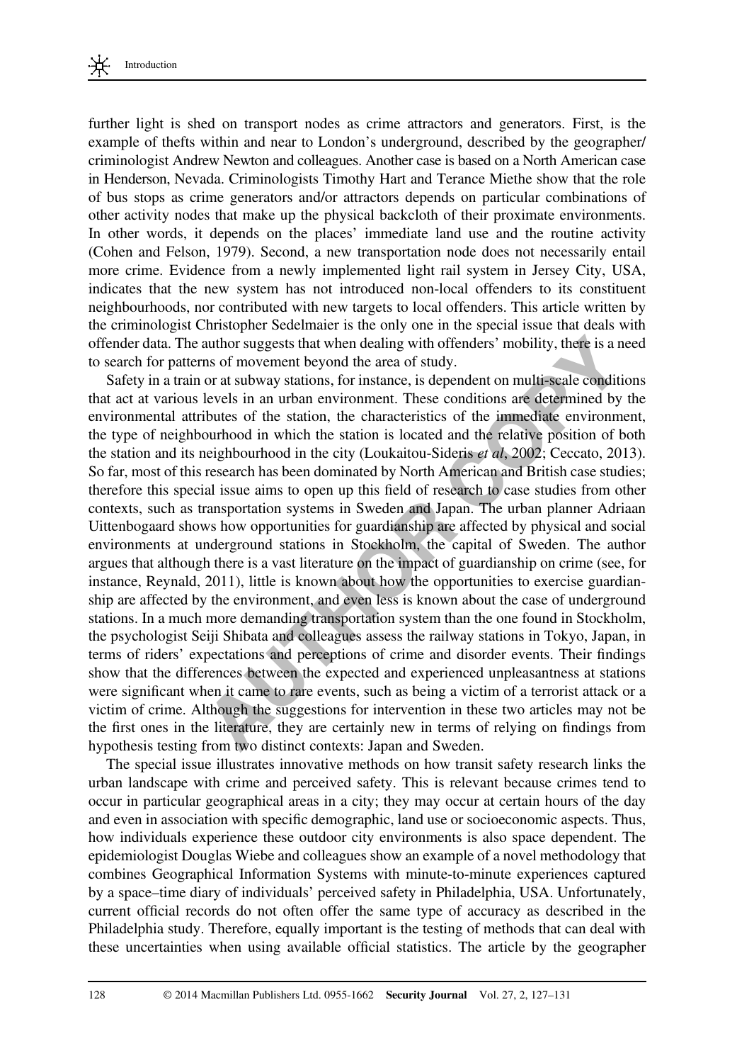further light is shed on transport nodes as crime attractors and generators. First, is the example of thefts within and near to London's underground, described by the geographer/criminologist Andrew Newton and colleagues. Another case is based on a North American case in Henderson, Nevada. Criminologists Timothy Hart and Terance Miethe show that the role of bus stops as crime generators and/or attractors depends on particular combinations of other activity nodes that make up the physical backcloth of their proximate environments. In other words, it depends on the places' immediate land use and the routine activity (Cohen and Felson, 1979). Second, a new transportation node does not necessarily entail more crime. Evidence from a newly implemented light rail system in Jersey City, USA, indicates that the new system has not introduced non-local offenders to its constituent neighbourhoods, nor contributed with new targets to local offenders. This article written by the criminologist Christopher Sedelmaier is the only one in the special issue that deals with offender data. The author suggests that when dealing with offenders' mobility, there is a need to search for patterns of movement beyond the area of study.

Safety in a train or at subway stations, for instance, is dependent on multi-scale conditions that act at various levels in an urban environment. These conditions are determined by the environmental attributes of the station, the characteristics of the immediate environment, the type of neighbourhood in which the station is located and the relative position of both the station and its neighbourhood in the city (Loukaitou-Sideris *et al*, 2002; Ceccato, 2013). So far, most of this research has been dominated by North American and British case studies; therefore this special issue aims to open up this field of research to case studies from other contexts, such as transportation systems in Sweden and Japan. The urban planner Adriaan Uittenbogaard shows how opportunities for guardianship are affected by physical and social environments at underground stations in Stockholm, the capital of Sweden. The author argues that although there is a vast literature on the impact of guardianship on crime (see, for instance, Reynald, 2011), little is known about how the opportunities to exercise guardianship are affected by the environment, and even less is known about the case of underground stations. In a much more demanding transportation system than the one found in Stockholm, the psychologist Seiji Shibata and colleagues assess the railway stations in Tokyo, Japan, in terms of riders' expectations and perceptions of crime and disorder events. Their findings show that the differences between the expected and experienced unpleasantness at stations were significant when it came to rare events, such as being a victim of a terrorist attack or a victim of crime. Although the suggestions for intervention in these two articles may not be the first ones in the literature, they are certainly new in terms of relying on findings from hypothesis testing from two distinct contexts: Japan and Sweden.

The special issue illustrates innovative methods on how transit safety research links the urban landscape with crime and perceived safety. This is relevant because crimes tend to occur in particular geographical areas in a city; they may occur at certain hours of the day and even in association with specific demographic, land use or socioeconomic aspects. Thus, how individuals experience these outdoor city environments is also space dependent. The epidemiologist Douglas Wiebe and colleagues show an example of a novel methodology that combines Geographical Information Systems with minute-to-minute experiences captured by a space–time diary of individuals' perceived safety in Philadelphia, USA. Unfortunately, current official records do not often offer the same type of accuracy as described in the Philadelphia study. Therefore, equally important is the testing of methods that can deal with these uncertainties when using available official statistics. The article by the geographer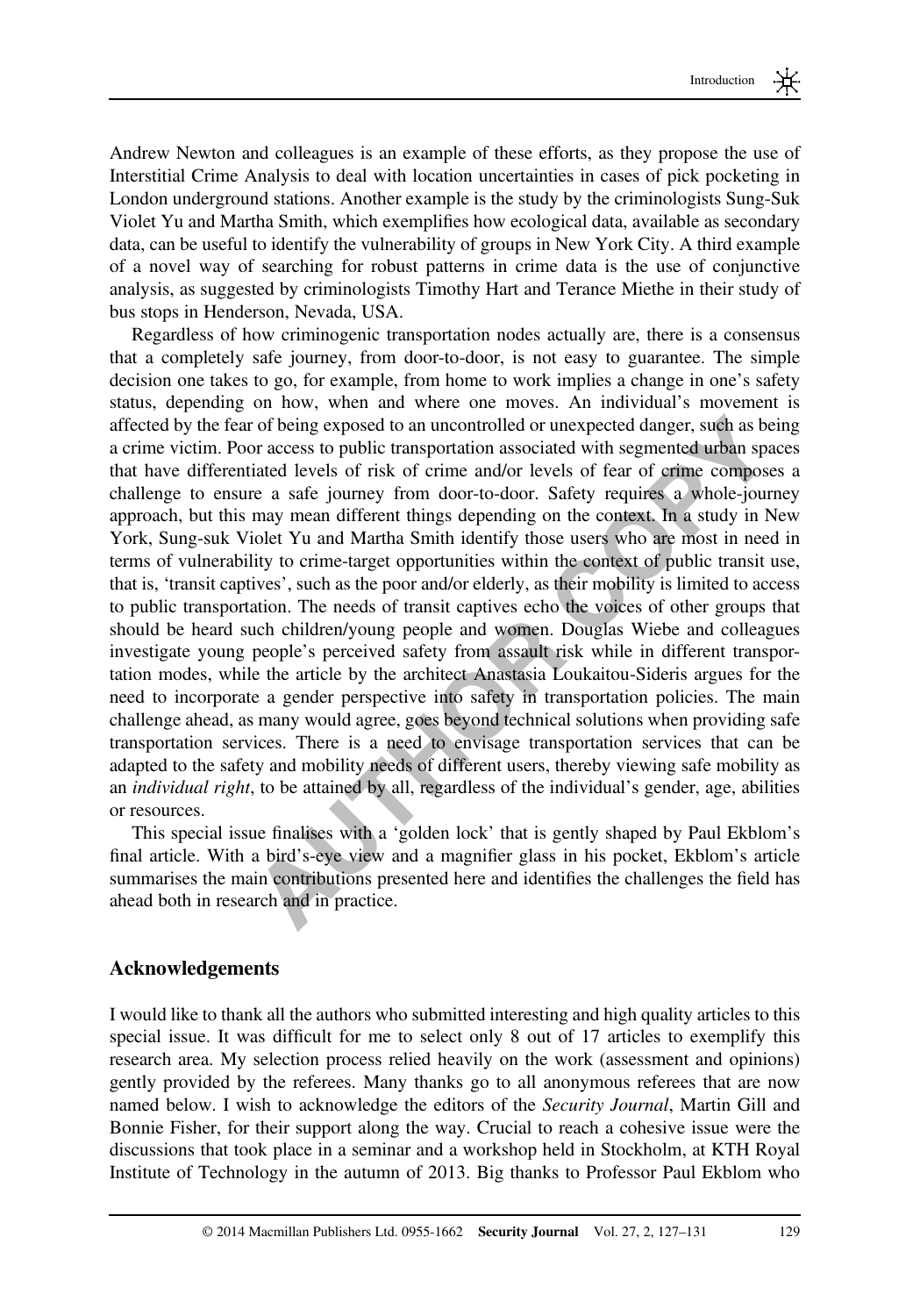Andrew Newton and colleagues is an example of these efforts, as they propose the use of Interstitial Crime Analysis to deal with location uncertainties in cases of pick pocketing in London underground stations. Another example is the study by the criminologists Sung-Suk Violet Yu and Martha Smith, which exemplifies how ecological data, available as secondary data, can be useful to identify the vulnerability of groups in New York City. A third example of a novel way of searching for robust patterns in crime data is the use of conjunctive analysis, as suggested by criminologists Timothy Hart and Terance Miethe in their study of bus stops in Henderson, Nevada, USA.

Regardless of how criminogenic transportation nodes actually are, there is a consensus that a completely safe journey, from door-to-door, is not easy to guarantee. The simple decision one takes to go, for example, from home to work implies a change in one's safety status, depending on how, when and where one moves. An individual's movement is affected by the fear of being exposed to an uncontrolled or unexpected danger, such as being a crime victim. Poor access to public transportation associated with segmented urban spaces that have differentiated levels of risk of crime and/or levels of fear of crime composes a challenge to ensure a safe journey from door-to-door. Safety requires a whole-journey approach, but this may mean different things depending on the context. In a study in New York, Sung-suk Violet Yu and Martha Smith identify those users who are most in need in terms of vulnerability to crime-target opportunities within the context of public transit use, that is, 'transit captives', such as the poor and/or elderly, as their mobility is limited to access to public transportation. The needs of transit captives echo the voices of other groups that should be heard such children/young people and women. Douglas Wiebe and colleagues investigate young people's perceived safety from assault risk while in different transportation modes, while the article by the architect Anastasia Loukaitou-Sideris argues for the need to incorporate a gender perspective into safety in transportation policies. The main challenge ahead, as many would agree, goes beyond technical solutions when providing safe transportation services. There is a need to envisage transportation services that can be adapted to the safety and mobility needs of different users, thereby viewing safe mobility as an *individual right*, to be attained by all, regardless of the individual's gender, age, abilities or resources.

This special issue finalises with a 'golden lock' that is gently shaped by Paul Ekblom's final article. With a bird's-eye view and a magnifier glass in his pocket, Ekblom's article summarises the main contributions presented here and identifies the challenges the field has ahead both in research and in practice.

## Acknowledgements

I would like to thank all the authors who submitted interesting and high quality articles to this special issue. It was difficult for me to select only 8 out of 17 articles to exemplify this research area. My selection process relied heavily on the work (assessment and opinions) gently provided by the referees. Many thanks go to all anonymous referees that are now named below. I wish to acknowledge the editors of the *Security Journal*, Martin Gill and Bonnie Fisher, for their support along the way. Crucial to reach a cohesive issue were the discussions that took place in a seminar and a workshop held in Stockholm, at KTH Royal Institute of Technology in the autumn of 2013. Big thanks to Professor Paul Ekblom who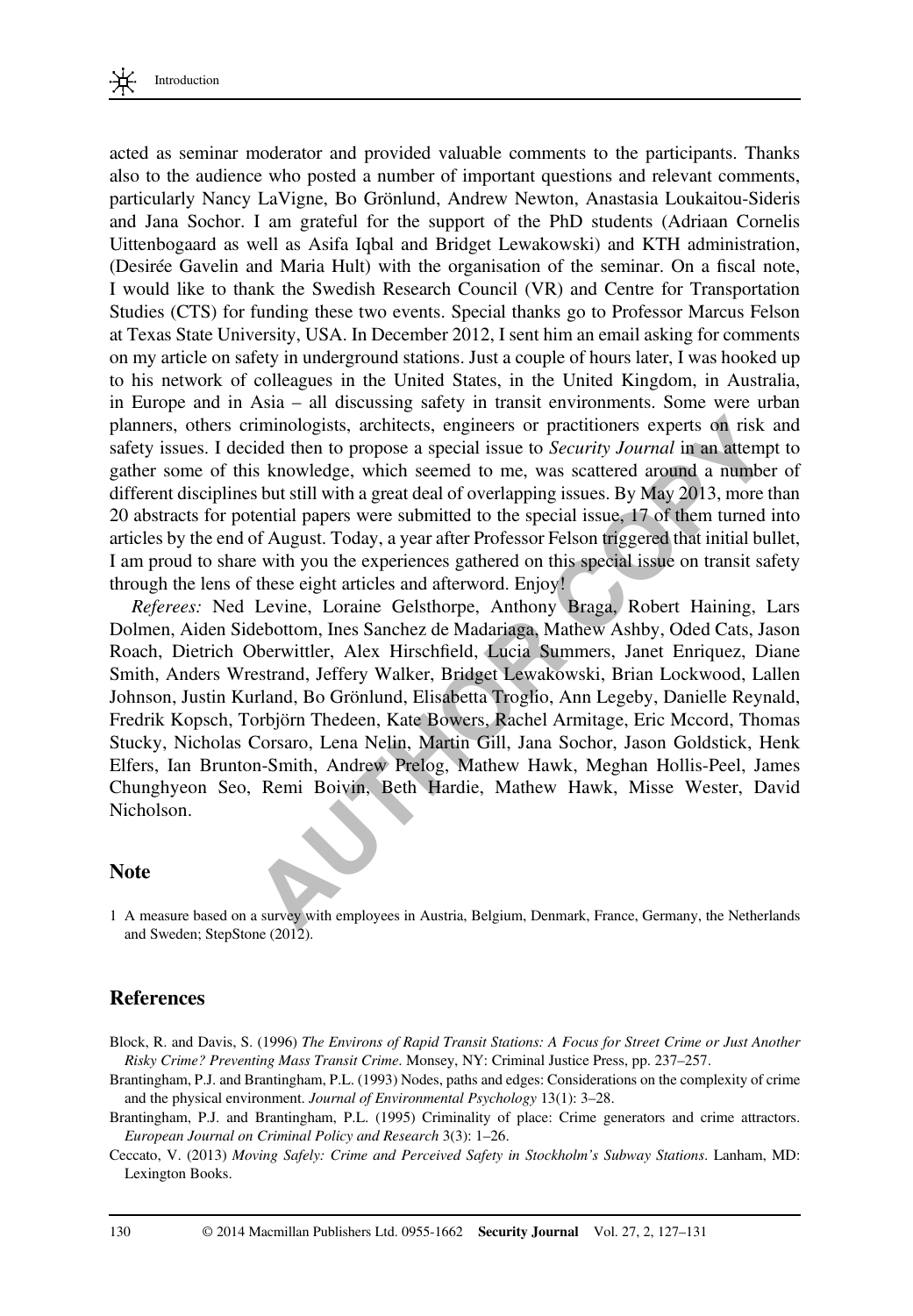acted as seminar moderator and provided valuable comments to the participants. Thanks also to the audience who posted a number of important questions and relevant comments, particularly Nancy LaVigne, Bo Grönlund, Andrew Newton, Anastasia Loukaitou-Sideris and Jana Sochor. I am grateful for the support of the PhD students (Adriaan Cornelis Uittenbogaard as well as Asifa Iqbal and Bridget Lewakowski) and KTH administration, (Desirée Gavelin and Maria Hult) with the organisation of the seminar. On a fiscal note, I would like to thank the Swedish Research Council (VR) and Centre for Transportation Studies (CTS) for funding these two events. Special thanks go to Professor Marcus Felson at Texas State University, USA. In December 2012, I sent him an email asking for comments on my article on safety in underground stations. Just a couple of hours later, I was hooked up to his network of colleagues in the United States, in the United Kingdom, in Australia, in Europe and in Asia – all discussing safety in transit environments. Some were urban planners, others criminologists, architects, engineers or practitioners experts on risk and safety issues. I decided then to propose a special issue to *Security Journal* in an attempt to gather some of this knowledge, which seemed to me, was scattered around a number of different disciplines but still with a great deal of overlapping issues. By May 2013, more than 20 abstracts for potential papers were submitted to the special issue, 17 of them turned into articles by the end of August. Today, a year after Professor Felson triggered that initial bullet, I am proud to share with you the experiences gathered on this special issue on transit safety through the lens of these eight articles and afterword. Enjoy!

*Referees:* Ned Levine, Loraine Gelsthorpe, Anthony Braga, Robert Haining, Lars Dolmen, Aiden Sidebottom, Ines Sanchez de Madariaga, Mathew Ashby, Oded Cats, Jason Roach, Dietrich Oberwittler, Alex Hirschfield, Lucia Summers, Janet Enriquez, Diane Smith, Anders Wrestrand, Jeffery Walker, Bridget Lewakowski, Brian Lockwood, Lallen Johnson, Justin Kurland, Bo Grönlund, Elisabetta Troglio, Ann Legeby, Danielle Reynald, Fredrik Kopsch, Torbjörn Thedeen, Kate Bowers, Rachel Armitage, Eric Mccord, Thomas Stucky, Nicholas Corsaro, Lena Nelin, Martin Gill, Jana Sochor, Jason Goldstick, Henk Elfers, Ian Brunton-Smith, Andrew Prelog, Mathew Hawk, Meghan Hollis-Peel, James Chunghyeon Seo, Remi Boivin, Beth Hardie, Mathew Hawk, Misse Wester, David Nicholson.

## Note

1 A measure based on a survey with employees in Austria, Belgium, Denmark, France, Germany, the Netherlands and Sweden; StepStone (2012).

## References

Block, R. and Davis, S. (1996) *The Environs of Rapid Transit Stations: A Focus for Street Crime or Just Another Risky Crime? Preventing Mass Transit Crime*. Monsey, NY: Criminal Justice Press, pp. 237–257.

Brantingham, P.J. and Brantingham, P.L. (1993) Nodes, paths and edges: Considerations on the complexity of crime and the physical environment. *Journal of Environmental Psychology* 13(1): 3–28.

Brantingham, P.J. and Brantingham, P.L. (1995) Criminality of place: Crime generators and crime attractors. *European Journal on Criminal Policy and Research* 3(3): 1–26.

Ceccato, V. (2013) *Moving Safely: Crime and Perceived Safety in Stockholm's Subway Stations*. Lanham, MD: Lexington Books.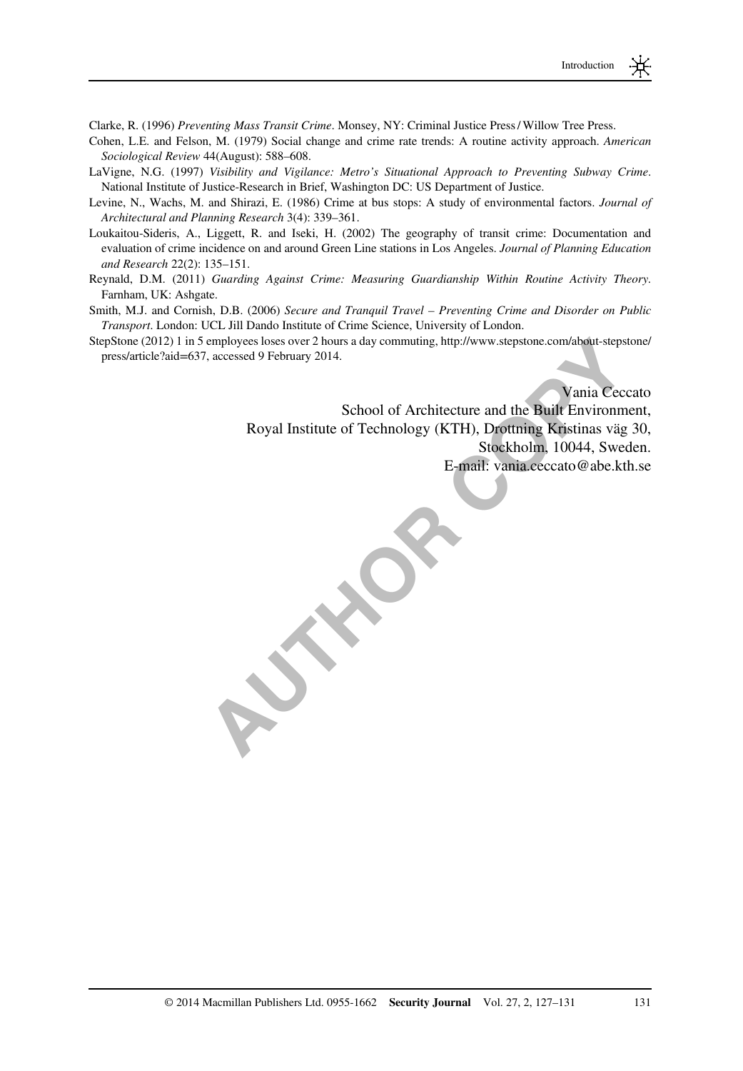Clarke, R. (1996) *Preventing Mass Transit Crime*. Monsey, NY: Criminal Justice Press / Willow Tree Press.

Cohen, L.E. and Felson, M. (1979) Social change and crime rate trends: A routine activity approach. *American Sociological Review* 44(August): 588–608.

LaVigne, N.G. (1997) *Visibility and Vigilance: Metro's Situational Approach to Preventing Subway Crime*. National Institute of Justice-Research in Brief, Washington DC: US Department of Justice.

Levine, N., Wachs, M. and Shirazi, E. (1986) Crime at bus stops: A study of environmental factors. *Journal of Architectural and Planning Research* 3(4): 339–361.

Loukaitou-Sideris, A., Liggett, R. and Iseki, H. (2002) The geography of transit crime: Documentation and evaluation of crime incidence on and around Green Line stations in Los Angeles. *Journal of Planning Education and Research* 22(2): 135–151.

Reynald, D.M. (2011) *Guarding Against Crime: Measuring Guardianship Within Routine Activity Theory*. Farnham, UK: Ashgate.

Smith, M.J. and Cornish, D.B. (2006) *Secure and Tranquil Travel – Preventing Crime and Disorder on Public Transport*. London: UCL Jill Dando Institute of Crime Science, University of London.

StepStone (2012) 1 in 5 employees loses over 2 hours a day commuting, http://www.stepstone.com/about-stepstone/press/article?aid=637, accessed 9 February 2014.

Vania Ceccato
School of Architecture and the Built Environment,
Royal Institute of Technology (KTH), Drottning Kristinas väg 30,
Stockholm, 10044, Sweden.
E-mail: vania.ceccato@abe.kth.se